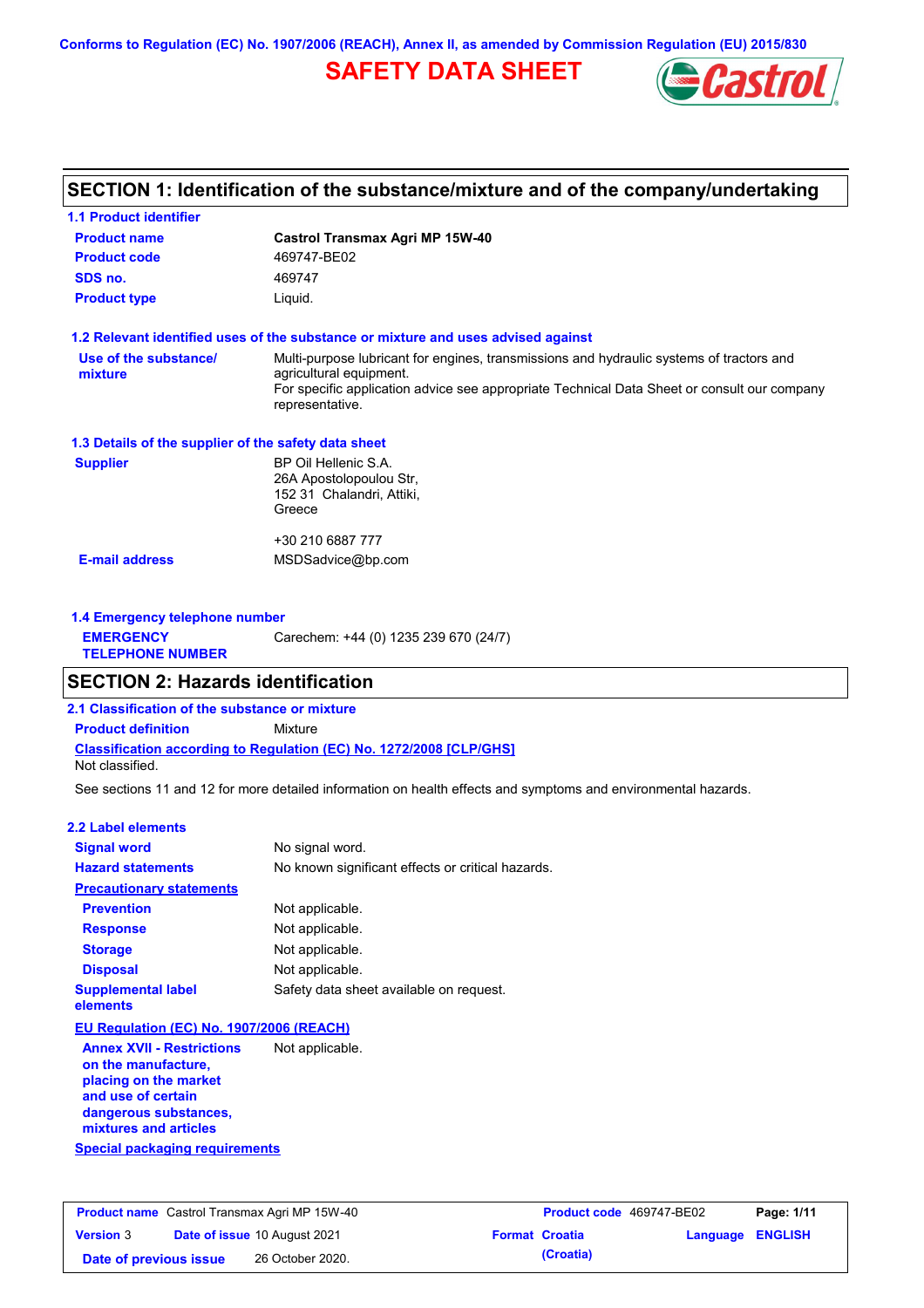Conforms to Regulation (EC) No. 1907/2006 (REACH), Annex II, as amended by Commission Regulation (EU) 2015/830

# SAFETY DATA SHEET

## SECTION 1: Identification of the substance/mixture and of the company/undertaking

### 1.1 Product identifier

| | |
|---|---|
| **Product name** | **Castrol Transmax Agri MP 15W-40** |
| **Product code** | 469747-BE02 |
| **SDS no.** | 469747 |
| **Product type** | Liquid. |

### 1.2 Relevant identified uses of the substance or mixture and uses advised against

**Use of the substance/ mixture**: Multi-purpose lubricant for engines, transmissions and hydraulic systems of tractors and agricultural equipment.
For specific application advice see appropriate Technical Data Sheet or consult our company representative.

### 1.3 Details of the supplier of the safety data sheet

**Supplier**: BP Oil Hellenic S.A.
26A Apostolopoulou Str,
152 31 Chalandri, Attiki,
Greece

+30 210 6887 777

**E-mail address**: MSDSadvice@bp.com

### 1.4 Emergency telephone number

**EMERGENCY TELEPHONE NUMBER**: Carechem: +44 (0) 1235 239 670 (24/7)

## SECTION 2: Hazards identification

### 2.1 Classification of the substance or mixture

**Product definition**: Mixture

**Classification according to Regulation (EC) No. 1272/2008 [CLP/GHS]**
Not classified.

See sections 11 and 12 for more detailed information on health effects and symptoms and environmental hazards.

### 2.2 Label elements

| | |
|---|---|
| **Signal word** | No signal word. |
| **Hazard statements** | No known significant effects or critical hazards. |
| **Precautionary statements** | |
| **Prevention** | Not applicable. |
| **Response** | Not applicable. |
| **Storage** | Not applicable. |
| **Disposal** | Not applicable. |
| **Supplemental label elements** | Safety data sheet available on request. |

**EU Regulation (EC) No. 1907/2006 (REACH)**

**Annex XVII - Restrictions on the manufacture, placing on the market and use of certain dangerous substances, mixtures and articles**: Not applicable.

**Special packaging requirements**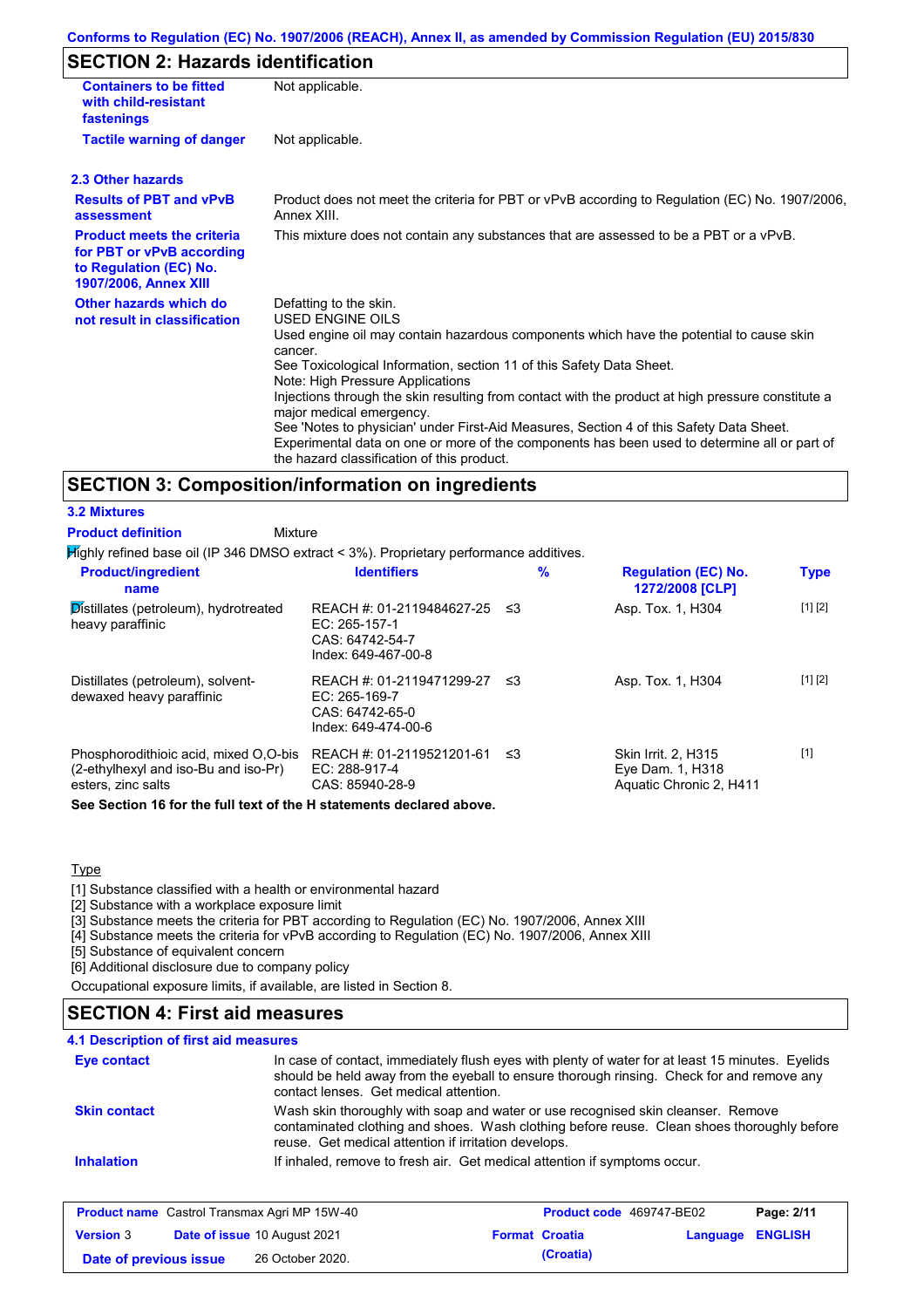## SECTION 2: Hazards identification

| | |
|---|---|
| **Containers to be fitted with child-resistant fastenings** | Not applicable. |
| **Tactile warning of danger** | Not applicable. |

### 2.3 Other hazards

| | |
|---|---|
| **Results of PBT and vPvB assessment** | Product does not meet the criteria for PBT or vPvB according to Regulation (EC) No. 1907/2006, Annex XIII. |
| **Product meets the criteria for PBT or vPvB according to Regulation (EC) No. 1907/2006, Annex XIII** | This mixture does not contain any substances that are assessed to be a PBT or a vPvB. |
| **Other hazards which do not result in classification** | Defatting to the skin.<br>USED ENGINE OILS<br>Used engine oil may contain hazardous components which have the potential to cause skin cancer.<br>See Toxicological Information, section 11 of this Safety Data Sheet.<br>Note: High Pressure Applications<br>Injections through the skin resulting from contact with the product at high pressure constitute a major medical emergency.<br>See 'Notes to physician' under First-Aid Measures, Section 4 of this Safety Data Sheet.<br>Experimental data on one or more of the components has been used to determine all or part of the hazard classification of this product. |

## SECTION 3: Composition/information on ingredients

### 3.2 Mixtures

**Product definition** Mixture

Highly refined base oil (IP 346 DMSO extract < 3%). Proprietary performance additives.

| Product/ingredient name | Identifiers | % | Regulation (EC) No. 1272/2008 [CLP] | Type |
|---|---|---|---|---|
| Distillates (petroleum), hydrotreated heavy paraffinic | REACH #: 01-2119484627-25<br>EC: 265-157-1<br>CAS: 64742-54-7<br>Index: 649-467-00-8 | ≤3 | Asp. Tox. 1, H304 | [1] [2] |
| Distillates (petroleum), solvent-dewaxed heavy paraffinic | REACH #: 01-2119471299-27<br>EC: 265-169-7<br>CAS: 64742-65-0<br>Index: 649-474-00-6 | ≤3 | Asp. Tox. 1, H304 | [1] [2] |
| Phosphorodithioic acid, mixed O,O-bis (2-ethylhexyl and iso-Bu and iso-Pr) esters, zinc salts | REACH #: 01-2119521201-61<br>EC: 288-917-4<br>CAS: 85940-28-9 | ≤3 | Skin Irrit. 2, H315<br>Eye Dam. 1, H318<br>Aquatic Chronic 2, H411 | [1] |

**See Section 16 for the full text of the H statements declared above.**

Type

[1] Substance classified with a health or environmental hazard
[2] Substance with a workplace exposure limit
[3] Substance meets the criteria for PBT according to Regulation (EC) No. 1907/2006, Annex XIII
[4] Substance meets the criteria for vPvB according to Regulation (EC) No. 1907/2006, Annex XIII
[5] Substance of equivalent concern
[6] Additional disclosure due to company policy

Occupational exposure limits, if available, are listed in Section 8.

## SECTION 4: First aid measures

### 4.1 Description of first aid measures

| | |
|---|---|
| **Eye contact** | In case of contact, immediately flush eyes with plenty of water for at least 15 minutes. Eyelids should be held away from the eyeball to ensure thorough rinsing. Check for and remove any contact lenses. Get medical attention. |
| **Skin contact** | Wash skin thoroughly with soap and water or use recognised skin cleanser. Remove contaminated clothing and shoes. Wash clothing before reuse. Clean shoes thoroughly before reuse. Get medical attention if irritation develops. |
| **Inhalation** | If inhaled, remove to fresh air. Get medical attention if symptoms occur. |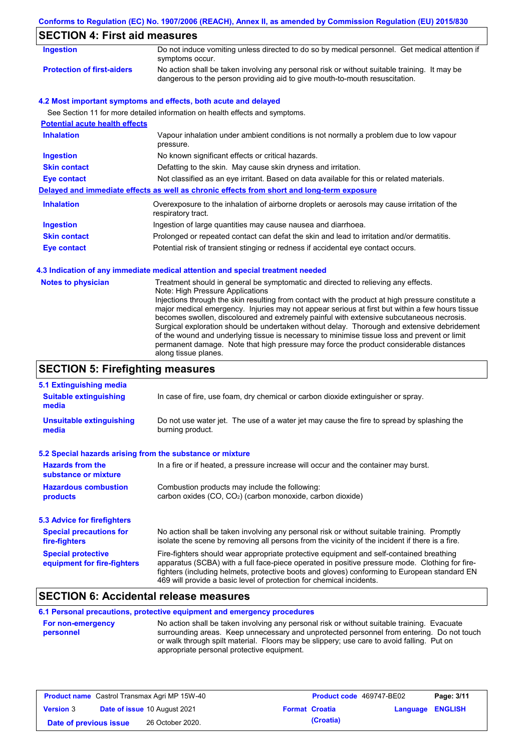## SECTION 4: First aid measures

| | |
|---|---|
| **Ingestion** | Do not induce vomiting unless directed to do so by medical personnel. Get medical attention if symptoms occur. |
| **Protection of first-aiders** | No action shall be taken involving any personal risk or without suitable training. It may be dangerous to the person providing aid to give mouth-to-mouth resuscitation. |

### 4.2 Most important symptoms and effects, both acute and delayed

See Section 11 for more detailed information on health effects and symptoms.

**Potential acute health effects**

| | |
|---|---|
| **Inhalation** | Vapour inhalation under ambient conditions is not normally a problem due to low vapour pressure. |
| **Ingestion** | No known significant effects or critical hazards. |
| **Skin contact** | Defatting to the skin. May cause skin dryness and irritation. |
| **Eye contact** | Not classified as an eye irritant. Based on data available for this or related materials. |

**Delayed and immediate effects as well as chronic effects from short and long-term exposure**

| | |
|---|---|
| **Inhalation** | Overexposure to the inhalation of airborne droplets or aerosols may cause irritation of the respiratory tract. |
| **Ingestion** | Ingestion of large quantities may cause nausea and diarrhoea. |
| **Skin contact** | Prolonged or repeated contact can defat the skin and lead to irritation and/or dermatitis. |
| **Eye contact** | Potential risk of transient stinging or redness if accidental eye contact occurs. |

### 4.3 Indication of any immediate medical attention and special treatment needed

| | |
|---|---|
| **Notes to physician** | Treatment should in general be symptomatic and directed to relieving any effects. Note: High Pressure Applications Injections through the skin resulting from contact with the product at high pressure constitute a major medical emergency. Injuries may not appear serious at first but within a few hours tissue becomes swollen, discoloured and extremely painful with extensive subcutaneous necrosis. Surgical exploration should be undertaken without delay. Thorough and extensive debridement of the wound and underlying tissue is necessary to minimise tissue loss and prevent or limit permanent damage. Note that high pressure may force the product considerable distances along tissue planes. |

## SECTION 5: Firefighting measures

### 5.1 Extinguishing media

| | |
|---|---|
| **Suitable extinguishing media** | In case of fire, use foam, dry chemical or carbon dioxide extinguisher or spray. |
| **Unsuitable extinguishing media** | Do not use water jet. The use of a water jet may cause the fire to spread by splashing the burning product. |

### 5.2 Special hazards arising from the substance or mixture

| | |
|---|---|
| **Hazards from the substance or mixture** | In a fire or if heated, a pressure increase will occur and the container may burst. |
| **Hazardous combustion products** | Combustion products may include the following: carbon oxides (CO, $CO_2$) (carbon monoxide, carbon dioxide) |

### 5.3 Advice for firefighters

| | |
|---|---|
| **Special precautions for fire-fighters** | No action shall be taken involving any personal risk or without suitable training. Promptly isolate the scene by removing all persons from the vicinity of the incident if there is a fire. |
| **Special protective equipment for fire-fighters** | Fire-fighters should wear appropriate protective equipment and self-contained breathing apparatus (SCBA) with a full face-piece operated in positive pressure mode. Clothing for fire-fighters (including helmets, protective boots and gloves) conforming to European standard EN 469 will provide a basic level of protection for chemical incidents. |

## SECTION 6: Accidental release measures

### 6.1 Personal precautions, protective equipment and emergency procedures

| | |
|---|---|
| **For non-emergency personnel** | No action shall be taken involving any personal risk or without suitable training. Evacuate surrounding areas. Keep unnecessary and unprotected personnel from entering. Do not touch or walk through spilt material. Floors may be slippery; use care to avoid falling. Put on appropriate personal protective equipment. |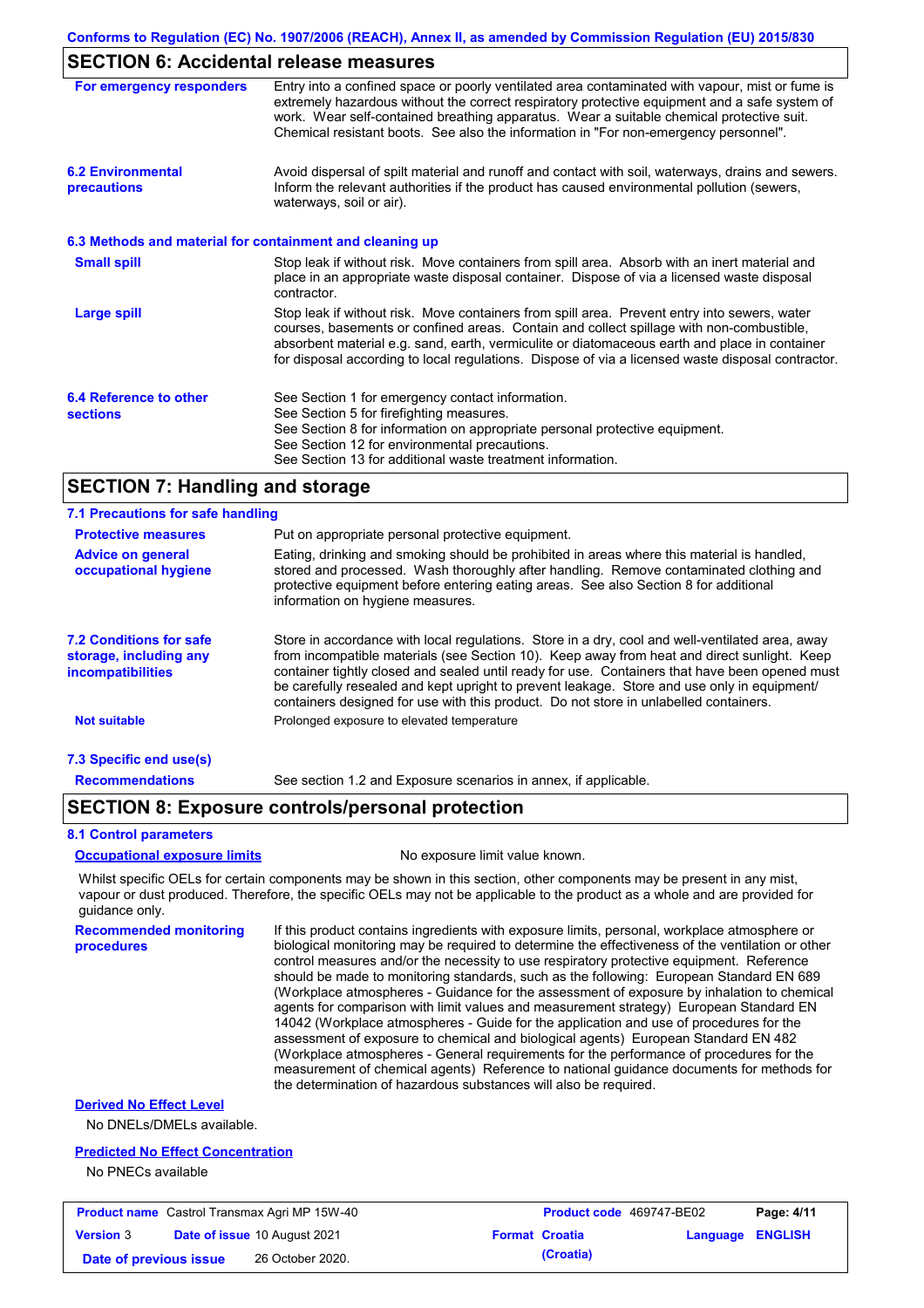## SECTION 6: Accidental release measures

**For emergency responders**

Entry into a confined space or poorly ventilated area contaminated with vapour, mist or fume is extremely hazardous without the correct respiratory protective equipment and a safe system of work. Wear self-contained breathing apparatus. Wear a suitable chemical protective suit. Chemical resistant boots. See also the information in "For non-emergency personnel".

**6.2 Environmental precautions**

Avoid dispersal of spilt material and runoff and contact with soil, waterways, drains and sewers. Inform the relevant authorities if the product has caused environmental pollution (sewers, waterways, soil or air).

### 6.3 Methods and material for containment and cleaning up

**Small spill**

Stop leak if without risk. Move containers from spill area. Absorb with an inert material and place in an appropriate waste disposal container. Dispose of via a licensed waste disposal contractor.

**Large spill**

Stop leak if without risk. Move containers from spill area. Prevent entry into sewers, water courses, basements or confined areas. Contain and collect spillage with non-combustible, absorbent material e.g. sand, earth, vermiculite or diatomaceous earth and place in container for disposal according to local regulations. Dispose of via a licensed waste disposal contractor.

**6.4 Reference to other sections**

See Section 1 for emergency contact information.
See Section 5 for firefighting measures.
See Section 8 for information on appropriate personal protective equipment.
See Section 12 for environmental precautions.
See Section 13 for additional waste treatment information.

## SECTION 7: Handling and storage

### 7.1 Precautions for safe handling

**Protective measures**

Put on appropriate personal protective equipment.

**Advice on general occupational hygiene**

Eating, drinking and smoking should be prohibited in areas where this material is handled, stored and processed. Wash thoroughly after handling. Remove contaminated clothing and protective equipment before entering eating areas. See also Section 8 for additional information on hygiene measures.

**7.2 Conditions for safe storage, including any incompatibilities**

Store in accordance with local regulations. Store in a dry, cool and well-ventilated area, away from incompatible materials (see Section 10). Keep away from heat and direct sunlight. Keep container tightly closed and sealed until ready for use. Containers that have been opened must be carefully resealed and kept upright to prevent leakage. Store and use only in equipment/ containers designed for use with this product. Do not store in unlabelled containers.

**Not suitable**

Prolonged exposure to elevated temperature

### 7.3 Specific end use(s)

**Recommendations**

See section 1.2 and Exposure scenarios in annex, if applicable.

## SECTION 8: Exposure controls/personal protection

### 8.1 Control parameters

**Occupational exposure limits**

No exposure limit value known.

Whilst specific OELs for certain components may be shown in this section, other components may be present in any mist, vapour or dust produced. Therefore, the specific OELs may not be applicable to the product as a whole and are provided for guidance only.

**Recommended monitoring procedures**

If this product contains ingredients with exposure limits, personal, workplace atmosphere or biological monitoring may be required to determine the effectiveness of the ventilation or other control measures and/or the necessity to use respiratory protective equipment. Reference should be made to monitoring standards, such as the following: European Standard EN 689 (Workplace atmospheres - Guidance for the assessment of exposure by inhalation to chemical agents for comparison with limit values and measurement strategy) European Standard EN 14042 (Workplace atmospheres - Guide for the application and use of procedures for the assessment of exposure to chemical and biological agents) European Standard EN 482 (Workplace atmospheres - General requirements for the performance of procedures for the measurement of chemical agents) Reference to national guidance documents for methods for the determination of hazardous substances will also be required.

**Derived No Effect Level**

No DNELs/DMELs available.

**Predicted No Effect Concentration**

No PNECs available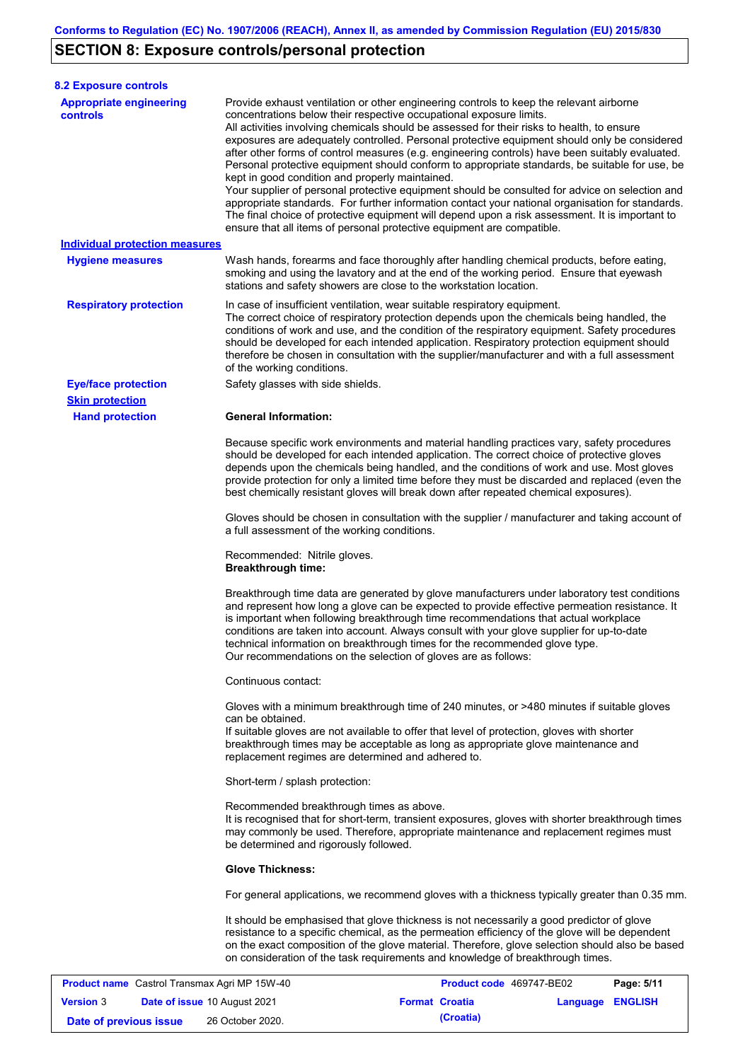# SECTION 8: Exposure controls/personal protection

## 8.2 Exposure controls

**Appropriate engineering controls**

Provide exhaust ventilation or other engineering controls to keep the relevant airborne concentrations below their respective occupational exposure limits.
All activities involving chemicals should be assessed for their risks to health, to ensure exposures are adequately controlled. Personal protective equipment should only be considered after other forms of control measures (e.g. engineering controls) have been suitably evaluated. Personal protective equipment should conform to appropriate standards, be suitable for use, be kept in good condition and properly maintained.
Your supplier of personal protective equipment should be consulted for advice on selection and appropriate standards. For further information contact your national organisation for standards. The final choice of protective equipment will depend upon a risk assessment. It is important to ensure that all items of personal protective equipment are compatible.

### Individual protection measures

**Hygiene measures**

Wash hands, forearms and face thoroughly after handling chemical products, before eating, smoking and using the lavatory and at the end of the working period. Ensure that eyewash stations and safety showers are close to the workstation location.

**Respiratory protection**

In case of insufficient ventilation, wear suitable respiratory equipment.
The correct choice of respiratory protection depends upon the chemicals being handled, the conditions of work and use, and the condition of the respiratory equipment. Safety procedures should be developed for each intended application. Respiratory protection equipment should therefore be chosen in consultation with the supplier/manufacturer and with a full assessment of the working conditions.

**Eye/face protection**

Safety glasses with side shields.

**Skin protection**

**Hand protection**

**General Information:**

Because specific work environments and material handling practices vary, safety procedures should be developed for each intended application. The correct choice of protective gloves depends upon the chemicals being handled, and the conditions of work and use. Most gloves provide protection for only a limited time before they must be discarded and replaced (even the best chemically resistant gloves will break down after repeated chemical exposures).

Gloves should be chosen in consultation with the supplier / manufacturer and taking account of a full assessment of the working conditions.

Recommended: Nitrile gloves.
**Breakthrough time:**

Breakthrough time data are generated by glove manufacturers under laboratory test conditions and represent how long a glove can be expected to provide effective permeation resistance. It is important when following breakthrough time recommendations that actual workplace conditions are taken into account. Always consult with your glove supplier for up-to-date technical information on breakthrough times for the recommended glove type.
Our recommendations on the selection of gloves are as follows:

Continuous contact:

Gloves with a minimum breakthrough time of 240 minutes, or >480 minutes if suitable gloves can be obtained.
If suitable gloves are not available to offer that level of protection, gloves with shorter breakthrough times may be acceptable as long as appropriate glove maintenance and replacement regimes are determined and adhered to.

Short-term / splash protection:

Recommended breakthrough times as above.
It is recognised that for short-term, transient exposures, gloves with shorter breakthrough times may commonly be used. Therefore, appropriate maintenance and replacement regimes must be determined and rigorously followed.

**Glove Thickness:**

For general applications, we recommend gloves with a thickness typically greater than 0.35 mm.

It should be emphasised that glove thickness is not necessarily a good predictor of glove resistance to a specific chemical, as the permeation efficiency of the glove will be dependent on the exact composition of the glove material. Therefore, glove selection should also be based on consideration of the task requirements and knowledge of breakthrough times.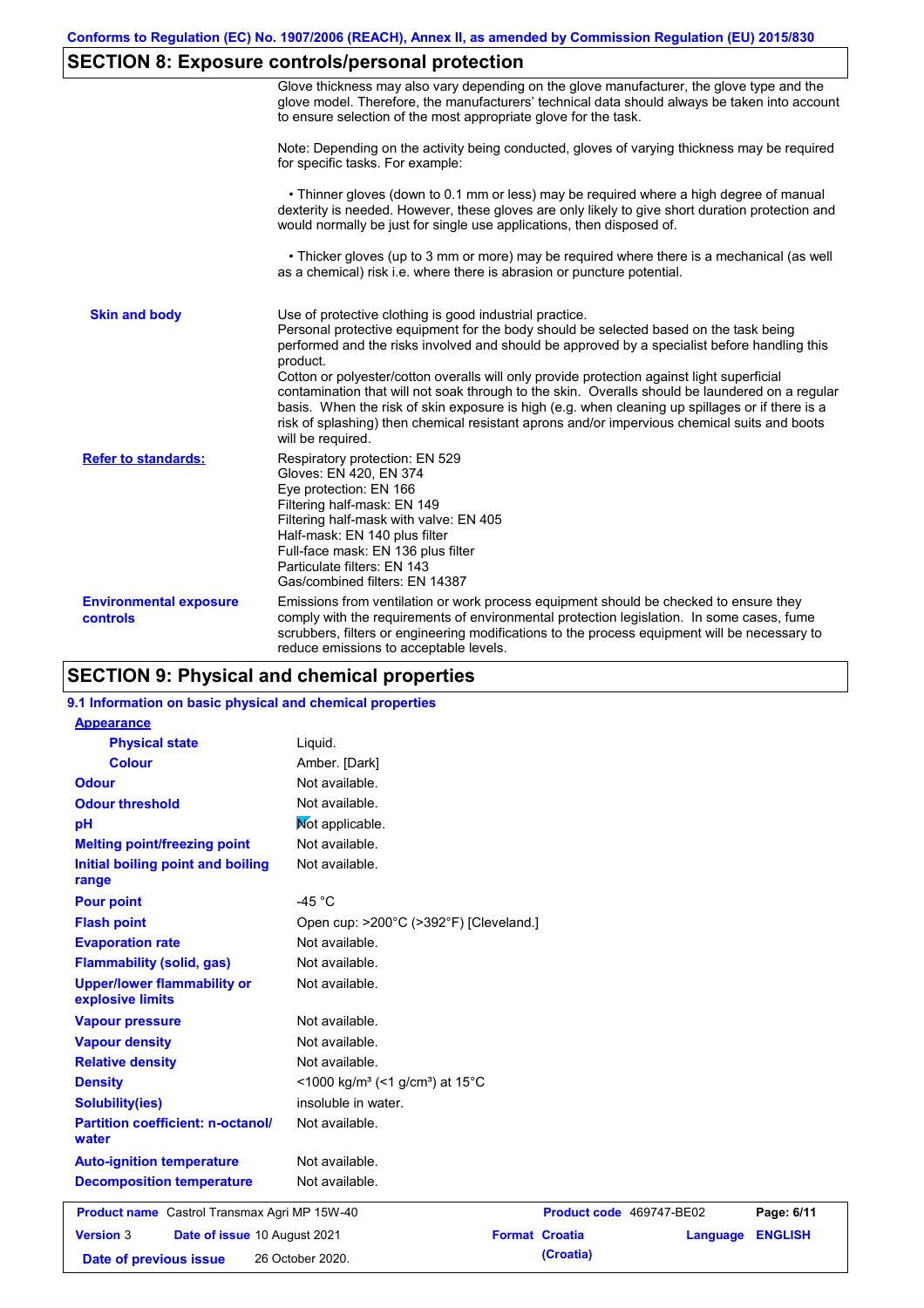## SECTION 8: Exposure controls/personal protection

Glove thickness may also vary depending on the glove manufacturer, the glove type and the glove model. Therefore, the manufacturers' technical data should always be taken into account to ensure selection of the most appropriate glove for the task.

Note: Depending on the activity being conducted, gloves of varying thickness may be required for specific tasks. For example:

• Thinner gloves (down to 0.1 mm or less) may be required where a high degree of manual dexterity is needed. However, these gloves are only likely to give short duration protection and would normally be just for single use applications, then disposed of.

• Thicker gloves (up to 3 mm or more) may be required where there is a mechanical (as well as a chemical) risk i.e. where there is abrasion or puncture potential.

**Skin and body**

Use of protective clothing is good industrial practice.
Personal protective equipment for the body should be selected based on the task being performed and the risks involved and should be approved by a specialist before handling this product.
Cotton or polyester/cotton overalls will only provide protection against light superficial contamination that will not soak through to the skin. Overalls should be laundered on a regular basis. When the risk of skin exposure is high (e.g. when cleaning up spillages or if there is a risk of splashing) then chemical resistant aprons and/or impervious chemical suits and boots will be required.

**Refer to standards:**

Respiratory protection: EN 529
Gloves: EN 420, EN 374
Eye protection: EN 166
Filtering half-mask: EN 149
Filtering half-mask with valve: EN 405
Half-mask: EN 140 plus filter
Full-face mask: EN 136 plus filter
Particulate filters: EN 143
Gas/combined filters: EN 14387

**Environmental exposure controls**

Emissions from ventilation or work process equipment should be checked to ensure they comply with the requirements of environmental protection legislation. In some cases, fume scrubbers, filters or engineering modifications to the process equipment will be necessary to reduce emissions to acceptable levels.

## SECTION 9: Physical and chemical properties

### 9.1 Information on basic physical and chemical properties

**Appearance**

| | |
|---|---|
| **Physical state** | Liquid. |
| **Colour** | Amber. [Dark] |
| **Odour** | Not available. |
| **Odour threshold** | Not available. |
| **pH** | Not applicable. |
| **Melting point/freezing point** | Not available. |
| **Initial boiling point and boiling range** | Not available. |
| **Pour point** | -45 °C |
| **Flash point** | Open cup: >200°C (>392°F) [Cleveland.] |
| **Evaporation rate** | Not available. |
| **Flammability (solid, gas)** | Not available. |
| **Upper/lower flammability or explosive limits** | Not available. |
| **Vapour pressure** | Not available. |
| **Vapour density** | Not available. |
| **Relative density** | Not available. |
| **Density** | <1000 kg/m³ (<1 g/cm³) at 15°C |
| **Solubility(ies)** | insoluble in water. |
| **Partition coefficient: n-octanol/water** | Not available. |
| **Auto-ignition temperature** | Not available. |
| **Decomposition temperature** | Not available. |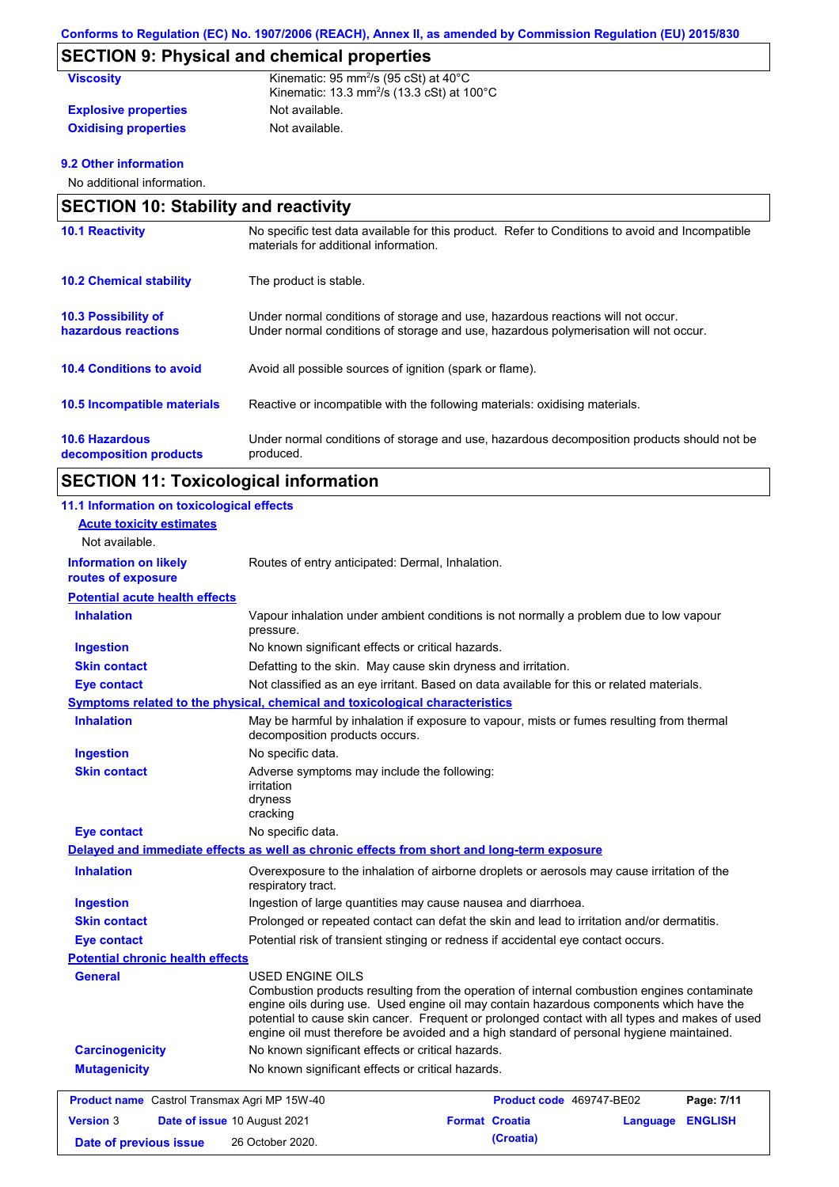## SECTION 9: Physical and chemical properties

| | |
|---|---|
| **Viscosity** | Kinematic: 95 mm$^2$/s (95 cSt) at 40°C<br>Kinematic: 13.3 mm$^2$/s (13.3 cSt) at 100°C |
| **Explosive properties** | Not available. |
| **Oxidising properties** | Not available. |

**9.2 Other information**

No additional information.

## SECTION 10: Stability and reactivity

| | |
|---|---|
| **10.1 Reactivity** | No specific test data available for this product. Refer to Conditions to avoid and Incompatible materials for additional information. |
| **10.2 Chemical stability** | The product is stable. |
| **10.3 Possibility of hazardous reactions** | Under normal conditions of storage and use, hazardous reactions will not occur.<br>Under normal conditions of storage and use, hazardous polymerisation will not occur. |
| **10.4 Conditions to avoid** | Avoid all possible sources of ignition (spark or flame). |
| **10.5 Incompatible materials** | Reactive or incompatible with the following materials: oxidising materials. |
| **10.6 Hazardous decomposition products** | Under normal conditions of storage and use, hazardous decomposition products should not be produced. |

## SECTION 11: Toxicological information

**11.1 Information on toxicological effects**

**Acute toxicity estimates**

Not available.

| | |
|---|---|
| **Information on likely routes of exposure** | Routes of entry anticipated: Dermal, Inhalation. |

**Potential acute health effects**

| | |
|---|---|
| **Inhalation** | Vapour inhalation under ambient conditions is not normally a problem due to low vapour pressure. |
| **Ingestion** | No known significant effects or critical hazards. |
| **Skin contact** | Defatting to the skin. May cause skin dryness and irritation. |
| **Eye contact** | Not classified as an eye irritant. Based on data available for this or related materials. |

**Symptoms related to the physical, chemical and toxicological characteristics**

| | |
|---|---|
| **Inhalation** | May be harmful by inhalation if exposure to vapour, mists or fumes resulting from thermal decomposition products occurs. |
| **Ingestion** | No specific data. |
| **Skin contact** | Adverse symptoms may include the following:<br>irritation<br>dryness<br>cracking |
| **Eye contact** | No specific data. |

**Delayed and immediate effects as well as chronic effects from short and long-term exposure**

| | |
|---|---|
| **Inhalation** | Overexposure to the inhalation of airborne droplets or aerosols may cause irritation of the respiratory tract. |
| **Ingestion** | Ingestion of large quantities may cause nausea and diarrhoea. |
| **Skin contact** | Prolonged or repeated contact can defat the skin and lead to irritation and/or dermatitis. |
| **Eye contact** | Potential risk of transient stinging or redness if accidental eye contact occurs. |

**Potential chronic health effects**

| | |
|---|---|
| **General** | USED ENGINE OILS<br>Combustion products resulting from the operation of internal combustion engines contaminate engine oils during use. Used engine oil may contain hazardous components which have the potential to cause skin cancer. Frequent or prolonged contact with all types and makes of used engine oil must therefore be avoided and a high standard of personal hygiene maintained. |
| **Carcinogenicity** | No known significant effects or critical hazards. |
| **Mutagenicity** | No known significant effects or critical hazards. |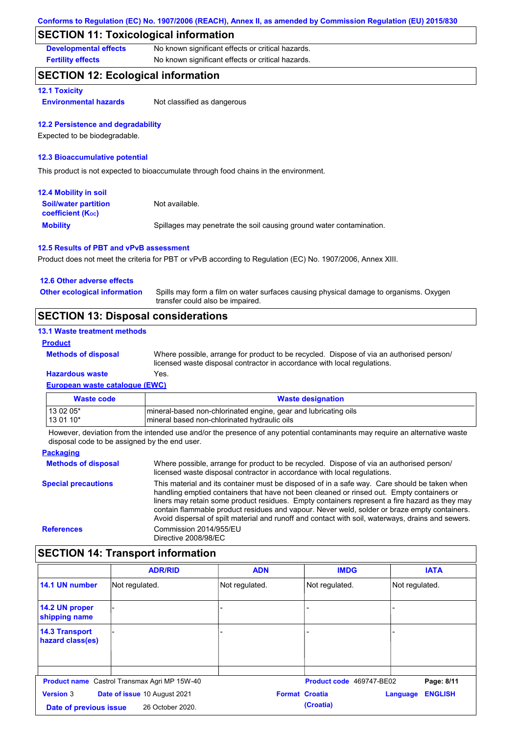Conforms to Regulation (EC) No. 1907/2006 (REACH), Annex II, as amended by Commission Regulation (EU) 2015/830

## SECTION 11: Toxicological information

**Developmental effects** No known significant effects or critical hazards.

**Fertility effects** No known significant effects or critical hazards.

## SECTION 12: Ecological information

### 12.1 Toxicity

**Environmental hazards** Not classified as dangerous

### 12.2 Persistence and degradability

Expected to be biodegradable.

### 12.3 Bioaccumulative potential

This product is not expected to bioaccumulate through food chains in the environment.

### 12.4 Mobility in soil

**Soil/water partition coefficient ($K_{OC}$)** Not available.

**Mobility** Spillages may penetrate the soil causing ground water contamination.

### 12.5 Results of PBT and vPvB assessment

Product does not meet the criteria for PBT or vPvB according to Regulation (EC) No. 1907/2006, Annex XIII.

### 12.6 Other adverse effects

**Other ecological information** Spills may form a film on water surfaces causing physical damage to organisms. Oxygen transfer could also be impaired.

## SECTION 13: Disposal considerations

### 13.1 Waste treatment methods

**Product**

**Methods of disposal** Where possible, arrange for product to be recycled. Dispose of via an authorised person/ licensed waste disposal contractor in accordance with local regulations.

**Hazardous waste** Yes.

**European waste catalogue (EWC)**

| Waste code | Waste designation |
|---|---|
| 13 02 05* | mineral-based non-chlorinated engine, gear and lubricating oils |
| 13 01 10* | mineral based non-chlorinated hydraulic oils |

However, deviation from the intended use and/or the presence of any potential contaminants may require an alternative waste disposal code to be assigned by the end user.

**Packaging**

**Methods of disposal** Where possible, arrange for product to be recycled. Dispose of via an authorised person/ licensed waste disposal contractor in accordance with local regulations.

**Special precautions** This material and its container must be disposed of in a safe way. Care should be taken when handling emptied containers that have not been cleaned or rinsed out. Empty containers or liners may retain some product residues. Empty containers represent a fire hazard as they may contain flammable product residues and vapour. Never weld, solder or braze empty containers. Avoid dispersal of spilt material and runoff and contact with soil, waterways, drains and sewers.

**References** Commission 2014/955/EU
Directive 2008/98/EC

## SECTION 14: Transport information

| | ADR/RID | ADN | IMDG | IATA |
|---|---|---|---|---|
| 14.1 UN number | Not regulated. | Not regulated. | Not regulated. | Not regulated. |
| 14.2 UN proper shipping name | - | - | - | - |
| 14.3 Transport hazard class(es) | - | - | - | - |

**Product name** Castrol Transmax Agri MP 15W-40 **Product code** 469747-BE02
**Version** 3 **Date of issue** 10 August 2021 **Format** Croatia (Croatia) **Language** ENGLISH
**Date of previous issue** 26 October 2020.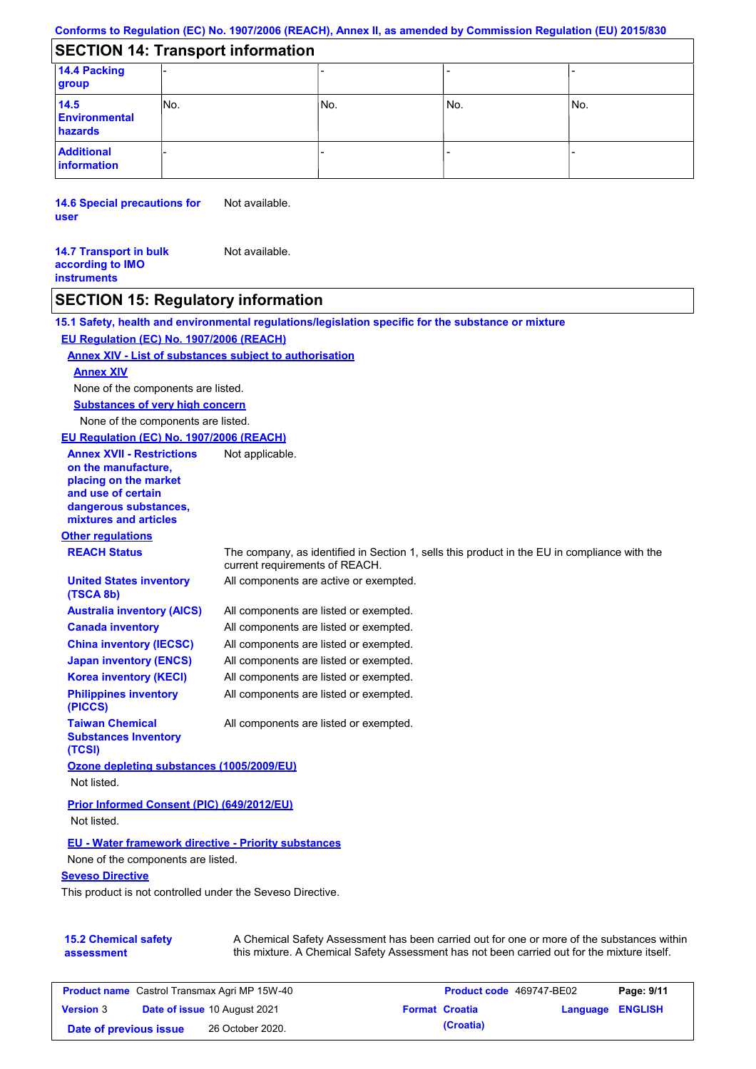## SECTION 14: Transport information

| | | | | |
|---|---|---|---|---|
| **14.4 Packing group** | - | - | - | - |
| **14.5 Environmental hazards** | No. | No. | No. | No. |
| **Additional information** | - | - | - | - |

**14.6 Special precautions for user** Not available.

**14.7 Transport in bulk according to IMO instruments** Not available.

## SECTION 15: Regulatory information

**15.1 Safety, health and environmental regulations/legislation specific for the substance or mixture**

**EU Regulation (EC) No. 1907/2006 (REACH)**

**Annex XIV - List of substances subject to authorisation**

**Annex XIV**

None of the components are listed.

**Substances of very high concern**

None of the components are listed.

**EU Regulation (EC) No. 1907/2006 (REACH)**

**Annex XVII - Restrictions on the manufacture, placing on the market and use of certain dangerous substances, mixtures and articles** Not applicable.

**Other regulations**

**REACH Status** The company, as identified in Section 1, sells this product in the EU in compliance with the current requirements of REACH.

**United States inventory (TSCA 8b)** All components are active or exempted.

**Australia inventory (AICS)** All components are listed or exempted.

**Canada inventory** All components are listed or exempted.

**China inventory (IECSC)** All components are listed or exempted.

**Japan inventory (ENCS)** All components are listed or exempted.

**Korea inventory (KECI)** All components are listed or exempted.

**Philippines inventory (PICCS)** All components are listed or exempted.

**Taiwan Chemical Substances Inventory (TCSI)** All components are listed or exempted.

**Ozone depleting substances (1005/2009/EU)**

Not listed.

**Prior Informed Consent (PIC) (649/2012/EU)**

Not listed.

**EU - Water framework directive - Priority substances**

None of the components are listed.

**Seveso Directive**

This product is not controlled under the Seveso Directive.

**15.2 Chemical safety assessment** A Chemical Safety Assessment has been carried out for one or more of the substances within this mixture. A Chemical Safety Assessment has not been carried out for the mixture itself.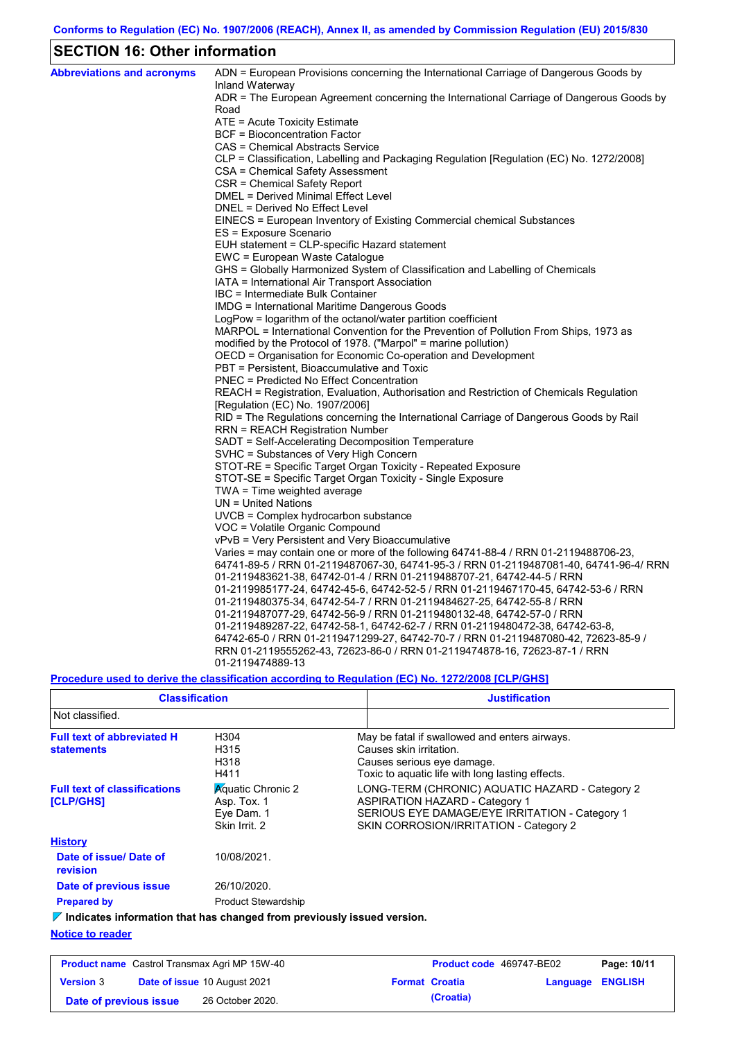## SECTION 16: Other information

**Abbreviations and acronyms**

ADN = European Provisions concerning the International Carriage of Dangerous Goods by Inland Waterway
ADR = The European Agreement concerning the International Carriage of Dangerous Goods by Road
ATE = Acute Toxicity Estimate
BCF = Bioconcentration Factor
CAS = Chemical Abstracts Service
CLP = Classification, Labelling and Packaging Regulation [Regulation (EC) No. 1272/2008]
CSA = Chemical Safety Assessment
CSR = Chemical Safety Report
DMEL = Derived Minimal Effect Level
DNEL = Derived No Effect Level
EINECS = European Inventory of Existing Commercial chemical Substances
ES = Exposure Scenario
EUH statement = CLP-specific Hazard statement
EWC = European Waste Catalogue
GHS = Globally Harmonized System of Classification and Labelling of Chemicals
IATA = International Air Transport Association
IBC = Intermediate Bulk Container
IMDG = International Maritime Dangerous Goods
LogPow = logarithm of the octanol/water partition coefficient
MARPOL = International Convention for the Prevention of Pollution From Ships, 1973 as modified by the Protocol of 1978. ("Marpol" = marine pollution)
OECD = Organisation for Economic Co-operation and Development
PBT = Persistent, Bioaccumulative and Toxic
PNEC = Predicted No Effect Concentration
REACH = Registration, Evaluation, Authorisation and Restriction of Chemicals Regulation [Regulation (EC) No. 1907/2006]
RID = The Regulations concerning the International Carriage of Dangerous Goods by Rail
RRN = REACH Registration Number
SADT = Self-Accelerating Decomposition Temperature
SVHC = Substances of Very High Concern
STOT-RE = Specific Target Organ Toxicity - Repeated Exposure
STOT-SE = Specific Target Organ Toxicity - Single Exposure
TWA = Time weighted average
UN = United Nations
UVCB = Complex hydrocarbon substance
VOC = Volatile Organic Compound
vPvB = Very Persistent and Very Bioaccumulative
Varies = may contain one or more of the following 64741-88-4 / RRN 01-2119488706-23, 64741-89-5 / RRN 01-2119487067-30, 64741-95-3 / RRN 01-2119487081-40, 64741-96-4/ RRN 01-2119483621-38, 64742-01-4 / RRN 01-2119488707-21, 64742-44-5 / RRN 01-2119985177-24, 64742-45-6, 64742-52-5 / RRN 01-2119467170-45, 64742-53-6 / RRN 01-2119480375-34, 64742-54-7 / RRN 01-2119484627-25, 64742-55-8 / RRN 01-2119487077-29, 64742-56-9 / RRN 01-2119480132-48, 64742-57-0 / RRN 01-2119489287-22, 64742-58-1, 64742-62-7 / RRN 01-2119480472-38, 64742-63-8, 64742-65-0 / RRN 01-2119471299-27, 64742-70-7 / RRN 01-2119487080-42, 72623-85-9 / RRN 01-2119555262-43, 72623-86-0 / RRN 01-2119474878-16, 72623-87-1 / RRN 01-2119474889-13

**Procedure used to derive the classification according to Regulation (EC) No. 1272/2008 [CLP/GHS]**

| Classification | Justification |
|---|---|
| Not classified. | |

**Full text of abbreviated H statements**

| | |
|---|---|
| H304 | May be fatal if swallowed and enters airways. |
| H315 | Causes skin irritation. |
| H318 | Causes serious eye damage. |
| H411 | Toxic to aquatic life with long lasting effects. |

**Full text of classifications [CLP/GHS]**

| | |
|---|---|
| Aquatic Chronic 2 | LONG-TERM (CHRONIC) AQUATIC HAZARD - Category 2 |
| Asp. Tox. 1 | ASPIRATION HAZARD - Category 1 |
| Eye Dam. 1 | SERIOUS EYE DAMAGE/EYE IRRITATION - Category 1 |
| Skin Irrit. 2 | SKIN CORROSION/IRRITATION - Category 2 |

**History**

**Date of issue/ Date of revision**: 10/08/2021.

**Date of previous issue**: 26/10/2020.

**Prepared by**: Product Stewardship

**Indicates information that has changed from previously issued version.**

**Notice to reader**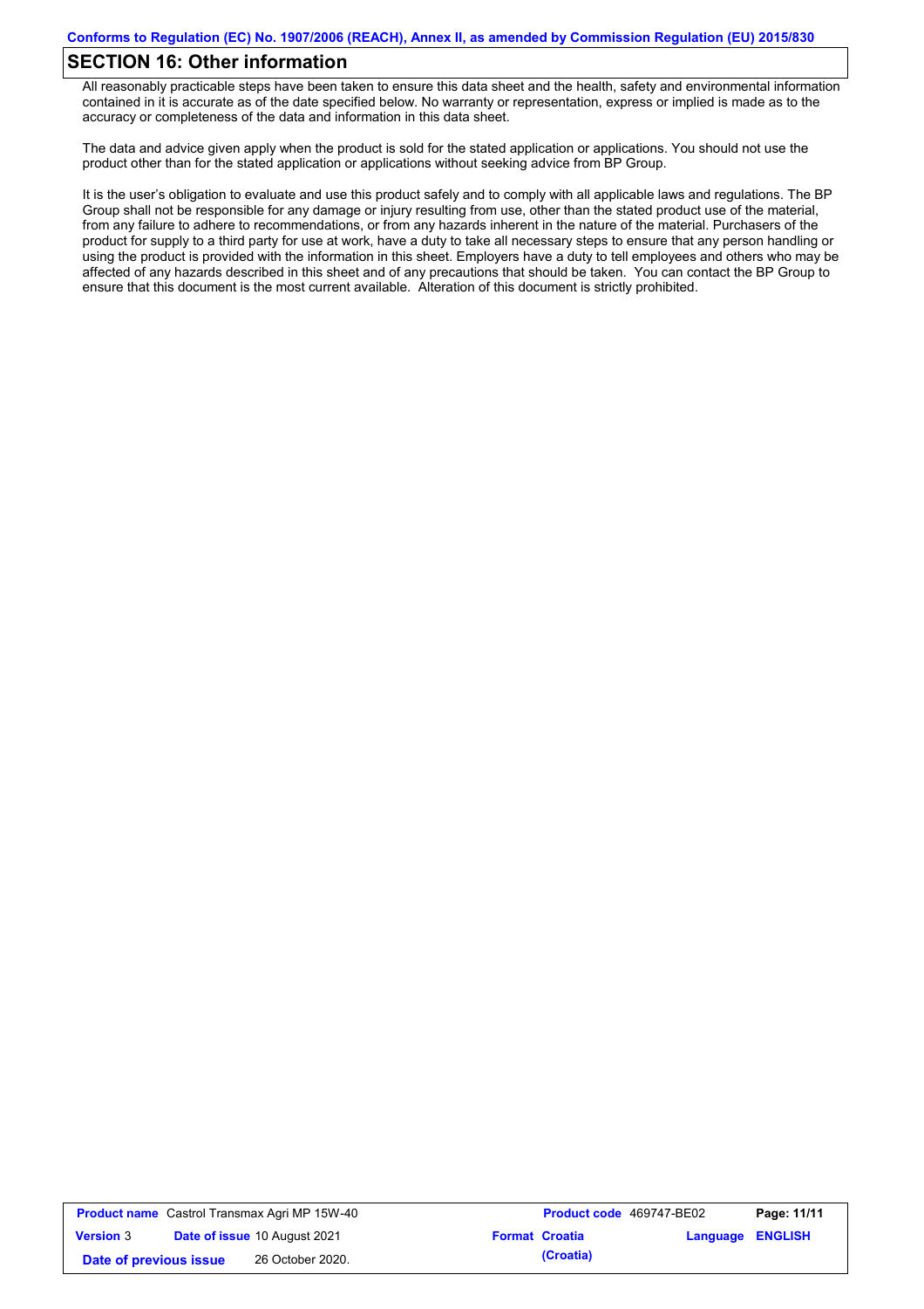## SECTION 16: Other information

All reasonably practicable steps have been taken to ensure this data sheet and the health, safety and environmental information contained in it is accurate as of the date specified below. No warranty or representation, express or implied is made as to the accuracy or completeness of the data and information in this data sheet.

The data and advice given apply when the product is sold for the stated application or applications. You should not use the product other than for the stated application or applications without seeking advice from BP Group.

It is the user's obligation to evaluate and use this product safely and to comply with all applicable laws and regulations. The BP Group shall not be responsible for any damage or injury resulting from use, other than the stated product use of the material, from any failure to adhere to recommendations, or from any hazards inherent in the nature of the material. Purchasers of the product for supply to a third party for use at work, have a duty to take all necessary steps to ensure that any person handling or using the product is provided with the information in this sheet. Employers have a duty to tell employees and others who may be affected of any hazards described in this sheet and of any precautions that should be taken. You can contact the BP Group to ensure that this document is the most current available. Alteration of this document is strictly prohibited.